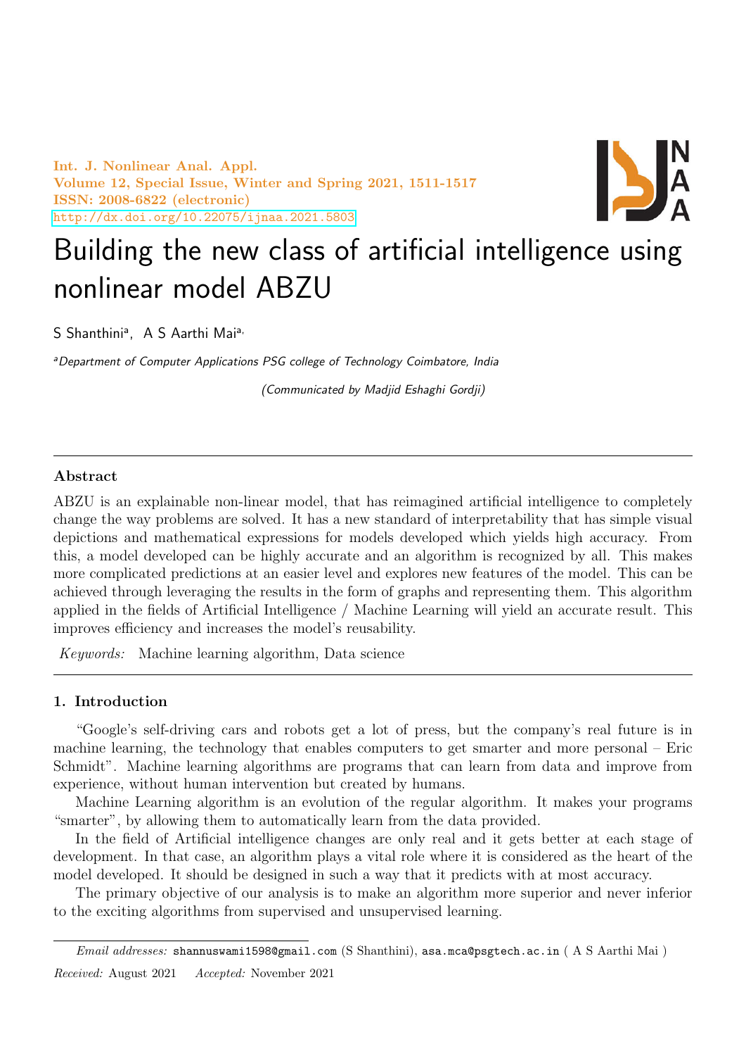# Building the new class of artificial intelligence using nonlinear model ABZU

S Shanthini[a], A S Aarthi Mai[a,]

[a]*Department of Computer Applications PSG college of Technology Coimbatore, India*

*(Communicated by Madjid Eshaghi Gordji)*

---

## Abstract

ABZU is an explainable non-linear model, that has reimagined artificial intelligence to completely change the way problems are solved. It has a new standard of interpretability that has simple visual depictions and mathematical expressions for models developed which yields high accuracy. From this, a model developed can be highly accurate and an algorithm is recognized by all. This makes more complicated predictions at an easier level and explores new features of the model. This can be achieved through leveraging the results in the form of graphs and representing them. This algorithm applied in the fields of Artificial Intelligence / Machine Learning will yield an accurate result. This improves efficiency and increases the model's reusability.

*Keywords:* Machine learning algorithm, Data science

---

## 1. Introduction

"Google's self-driving cars and robots get a lot of press, but the company's real future is in machine learning, the technology that enables computers to get smarter and more personal – Eric Schmidt". Machine learning algorithms are programs that can learn from data and improve from experience, without human intervention but created by humans.

Machine Learning algorithm is an evolution of the regular algorithm. It makes your programs "smarter", by allowing them to automatically learn from the data provided.

In the field of Artificial intelligence changes are only real and it gets better at each stage of development. In that case, an algorithm plays a vital role where it is considered as the heart of the model developed. It should be designed in such a way that it predicts with at most accuracy.

The primary objective of our analysis is to make an algorithm more superior and never inferior to the exciting algorithms from supervised and unsupervised learning.

---

*Email addresses:* shannuswami1598@gmail.com (S Shanthini), asa.mca@psgtech.ac.in ( A S Aarthi Mai )

*Received:* August 2021 *Accepted:* November 2021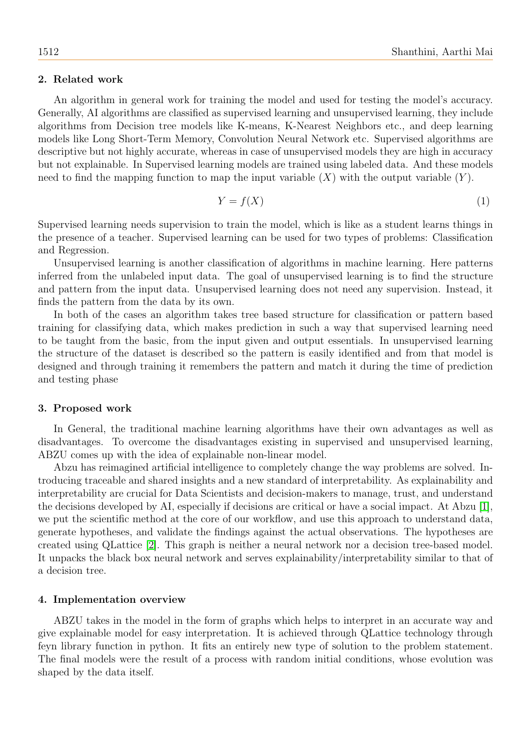## 2. Related work

An algorithm in general work for training the model and used for testing the model's accuracy. Generally, AI algorithms are classified as supervised learning and unsupervised learning, they include algorithms from Decision tree models like K-means, K-Nearest Neighbors etc., and deep learning models like Long Short-Term Memory, Convolution Neural Network etc. Supervised algorithms are descriptive but not highly accurate, whereas in case of unsupervised models they are high in accuracy but not explainable. In Supervised learning models are trained using labeled data. And these models need to find the mapping function to map the input variable ($X$) with the output variable ($Y$).

$$Y = f(X) \tag{1}$$

Supervised learning needs supervision to train the model, which is like as a student learns things in the presence of a teacher. Supervised learning can be used for two types of problems: Classification and Regression.

Unsupervised learning is another classification of algorithms in machine learning. Here patterns inferred from the unlabeled input data. The goal of unsupervised learning is to find the structure and pattern from the input data. Unsupervised learning does not need any supervision. Instead, it finds the pattern from the data by its own.

In both of the cases an algorithm takes tree based structure for classification or pattern based training for classifying data, which makes prediction in such a way that supervised learning need to be taught from the basic, from the input given and output essentials. In unsupervised learning the structure of the dataset is described so the pattern is easily identified and from that model is designed and through training it remembers the pattern and match it during the time of prediction and testing phase

## 3. Proposed work

In General, the traditional machine learning algorithms have their own advantages as well as disadvantages. To overcome the disadvantages existing in supervised and unsupervised learning, ABZU comes up with the idea of explainable non-linear model.

Abzu has reimagined artificial intelligence to completely change the way problems are solved. Introducing traceable and shared insights and a new standard of interpretability. As explainability and interpretability are crucial for Data Scientists and decision-makers to manage, trust, and understand the decisions developed by AI, especially if decisions are critical or have a social impact. At Abzu [1], we put the scientific method at the core of our workflow, and use this approach to understand data, generate hypotheses, and validate the findings against the actual observations. The hypotheses are created using QLattice [2]. This graph is neither a neural network nor a decision tree-based model. It unpacks the black box neural network and serves explainability/interpretability similar to that of a decision tree.

## 4. Implementation overview

ABZU takes in the model in the form of graphs which helps to interpret in an accurate way and give explainable model for easy interpretation. It is achieved through QLattice technology through feyn library function in python. It fits an entirely new type of solution to the problem statement. The final models were the result of a process with random initial conditions, whose evolution was shaped by the data itself.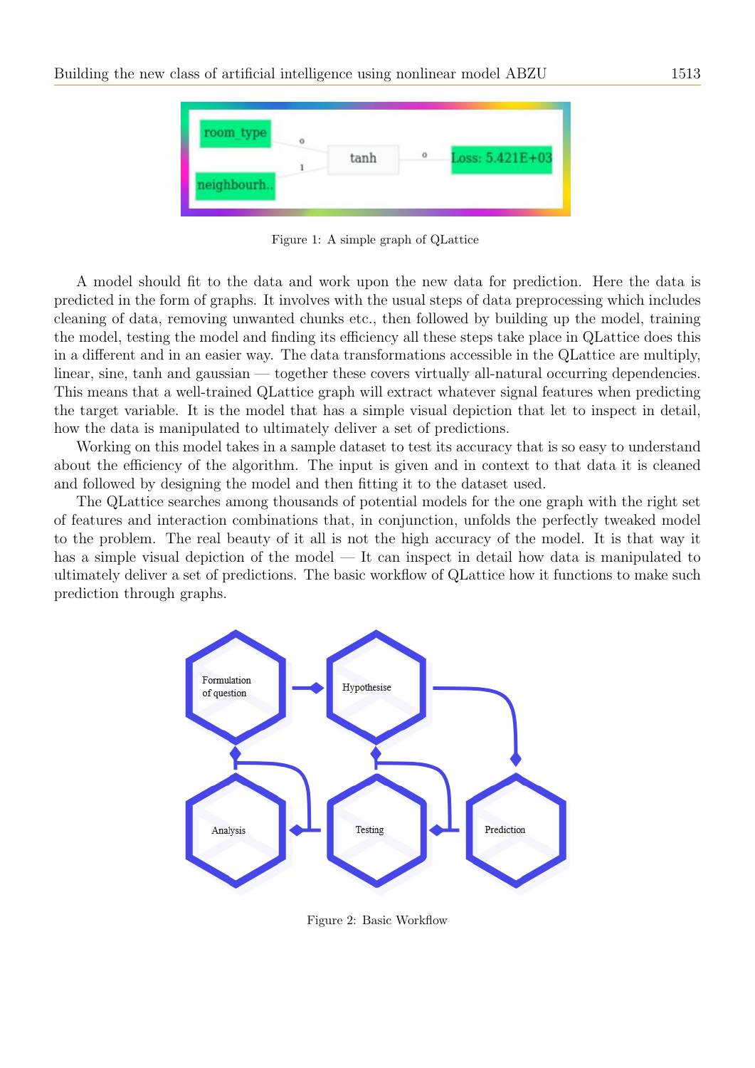Figure 1: A simple graph of QLattice

A model should fit to the data and work upon the new data for prediction. Here the data is predicted in the form of graphs. It involves with the usual steps of data preprocessing which includes cleaning of data, removing unwanted chunks etc., then followed by building up the model, training the model, testing the model and finding its efficiency all these steps take place in QLattice does this in a different and in an easier way. The data transformations accessible in the QLattice are multiply, linear, sine, tanh and gaussian — together these covers virtually all-natural occurring dependencies. This means that a well-trained QLattice graph will extract whatever signal features when predicting the target variable. It is the model that has a simple visual depiction that let to inspect in detail, how the data is manipulated to ultimately deliver a set of predictions.

Working on this model takes in a sample dataset to test its accuracy that is so easy to understand about the efficiency of the algorithm. The input is given and in context to that data it is cleaned and followed by designing the model and then fitting it to the dataset used.

The QLattice searches among thousands of potential models for the one graph with the right set of features and interaction combinations that, in conjunction, unfolds the perfectly tweaked model to the problem. The real beauty of it all is not the high accuracy of the model. It is that way it has a simple visual depiction of the model — It can inspect in detail how data is manipulated to ultimately deliver a set of predictions. The basic workflow of QLattice how it functions to make such prediction through graphs.

Figure 2: Basic Workflow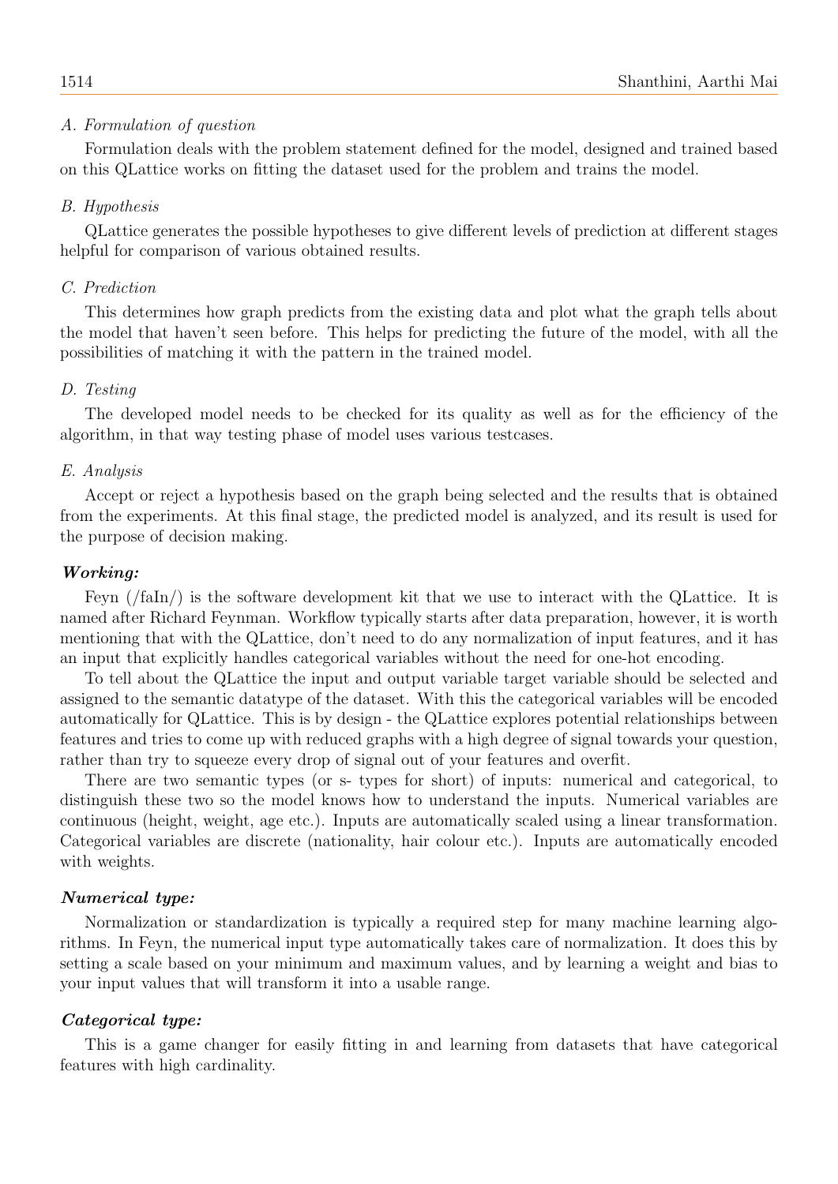*A. Formulation of question*

Formulation deals with the problem statement defined for the model, designed and trained based on this QLattice works on fitting the dataset used for the problem and trains the model.

*B. Hypothesis*

QLattice generates the possible hypotheses to give different levels of prediction at different stages helpful for comparison of various obtained results.

*C. Prediction*

This determines how graph predicts from the existing data and plot what the graph tells about the model that haven't seen before. This helps for predicting the future of the model, with all the possibilities of matching it with the pattern in the trained model.

*D. Testing*

The developed model needs to be checked for its quality as well as for the efficiency of the algorithm, in that way testing phase of model uses various testcases.

*E. Analysis*

Accept or reject a hypothesis based on the graph being selected and the results that is obtained from the experiments. At this final stage, the predicted model is analyzed, and its result is used for the purpose of decision making.

***Working:***

Feyn (/faIn/) is the software development kit that we use to interact with the QLattice. It is named after Richard Feynman. Workflow typically starts after data preparation, however, it is worth mentioning that with the QLattice, don't need to do any normalization of input features, and it has an input that explicitly handles categorical variables without the need for one-hot encoding.

To tell about the QLattice the input and output variable target variable should be selected and assigned to the semantic datatype of the dataset. With this the categorical variables will be encoded automatically for QLattice. This is by design - the QLattice explores potential relationships between features and tries to come up with reduced graphs with a high degree of signal towards your question, rather than try to squeeze every drop of signal out of your features and overfit.

There are two semantic types (or s- types for short) of inputs: numerical and categorical, to distinguish these two so the model knows how to understand the inputs. Numerical variables are continuous (height, weight, age etc.). Inputs are automatically scaled using a linear transformation. Categorical variables are discrete (nationality, hair colour etc.). Inputs are automatically encoded with weights.

***Numerical type:***

Normalization or standardization is typically a required step for many machine learning algorithms. In Feyn, the numerical input type automatically takes care of normalization. It does this by setting a scale based on your minimum and maximum values, and by learning a weight and bias to your input values that will transform it into a usable range.

***Categorical type:***

This is a game changer for easily fitting in and learning from datasets that have categorical features with high cardinality.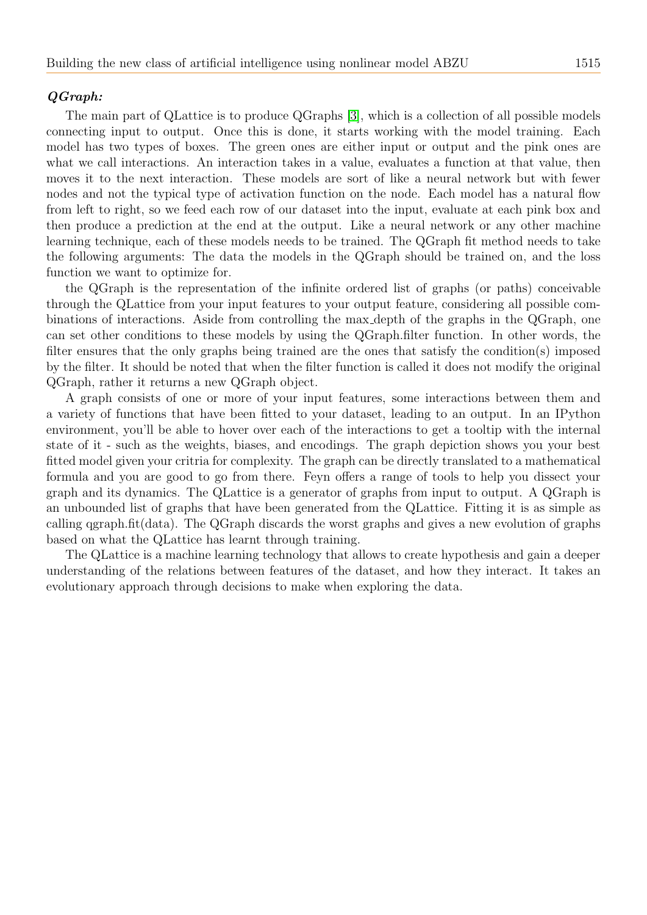***QGraph:***

The main part of QLattice is to produce QGraphs [3], which is a collection of all possible models connecting input to output. Once this is done, it starts working with the model training. Each model has two types of boxes. The green ones are either input or output and the pink ones are what we call interactions. An interaction takes in a value, evaluates a function at that value, then moves it to the next interaction. These models are sort of like a neural network but with fewer nodes and not the typical type of activation function on the node. Each model has a natural flow from left to right, so we feed each row of our dataset into the input, evaluate at each pink box and then produce a prediction at the end at the output. Like a neural network or any other machine learning technique, each of these models needs to be trained. The QGraph fit method needs to take the following arguments: The data the models in the QGraph should be trained on, and the loss function we want to optimize for.

the QGraph is the representation of the infinite ordered list of graphs (or paths) conceivable through the QLattice from your input features to your output feature, considering all possible combinations of interactions. Aside from controlling the max_depth of the graphs in the QGraph, one can set other conditions to these models by using the QGraph.filter function. In other words, the filter ensures that the only graphs being trained are the ones that satisfy the condition(s) imposed by the filter. It should be noted that when the filter function is called it does not modify the original QGraph, rather it returns a new QGraph object.

A graph consists of one or more of your input features, some interactions between them and a variety of functions that have been fitted to your dataset, leading to an output. In an IPython environment, you'll be able to hover over each of the interactions to get a tooltip with the internal state of it - such as the weights, biases, and encodings. The graph depiction shows you your best fitted model given your critria for complexity. The graph can be directly translated to a mathematical formula and you are good to go from there. Feyn offers a range of tools to help you dissect your graph and its dynamics. The QLattice is a generator of graphs from input to output. A QGraph is an unbounded list of graphs that have been generated from the QLattice. Fitting it is as simple as calling qgraph.fit(data). The QGraph discards the worst graphs and gives a new evolution of graphs based on what the QLattice has learnt through training.

The QLattice is a machine learning technology that allows to create hypothesis and gain a deeper understanding of the relations between features of the dataset, and how they interact. It takes an evolutionary approach through decisions to make when exploring the data.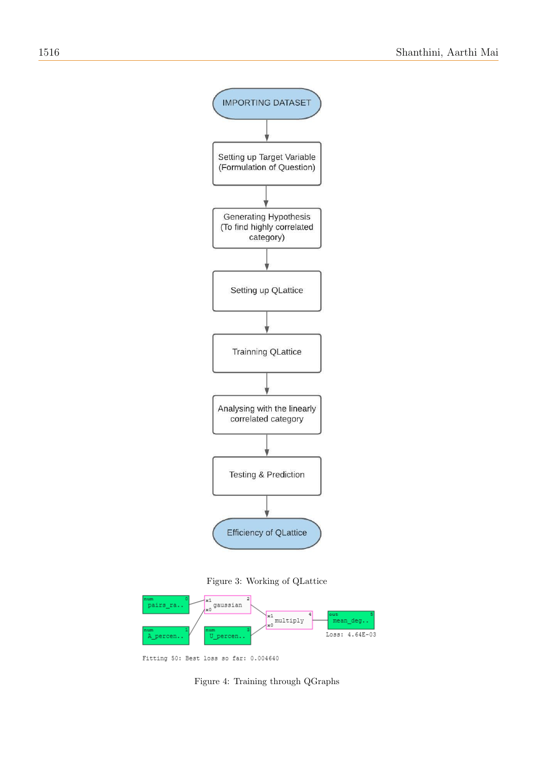IMPORTING DATASET

Setting up Target Variable (Formulation of Question)

Generating Hypothesis (To find highly correlated category)

Setting up QLattice

Trainning QLattice

Analysing with the linearly correlated category

Testing & Prediction

Efficiency of QLattice

Figure 3: Working of QLattice

Figure 4: Training through QGraphs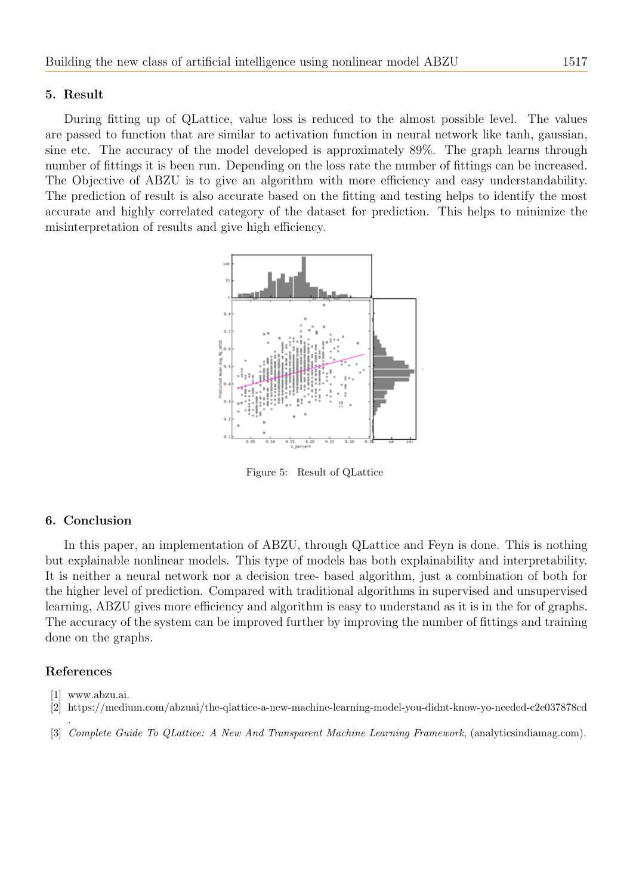## 5. Result

During fitting up of QLattice, value loss is reduced to the almost possible level. The values are passed to function that are similar to activation function in neural network like tanh, gaussian, sine etc. The accuracy of the model developed is approximately 89%. The graph learns through number of fittings it is been run. Depending on the loss rate the number of fittings can be increased. The Objective of ABZU is to give an algorithm with more efficiency and easy understandability. The prediction of result is also accurate based on the fitting and testing helps to identify the most accurate and highly correlated category of the dataset for prediction. This helps to minimize the misinterpretation of results and give high efficiency.

Figure 5: Result of QLattice

## 6. Conclusion

In this paper, an implementation of ABZU, through QLattice and Feyn is done. This is nothing but explainable nonlinear models. This type of models has both explainability and interpretability. It is neither a neural network nor a decision tree- based algorithm, just a combination of both for the higher level of prediction. Compared with traditional algorithms in supervised and unsupervised learning, ABZU gives more efficiency and algorithm is easy to understand as it is in the for of graphs. The accuracy of the system can be improved further by improving the number of fittings and training done on the graphs.

## References

[1] www.abzu.ai.

[2] https://medium.com/abzuai/the-qlattice-a-new-machine-learning-model-you-didnt-know-yo-needed-c2e037878cd .

[3] *Complete Guide To QLattice: A New And Transparent Machine Learning Framework*, (analyticsindiamag.com).